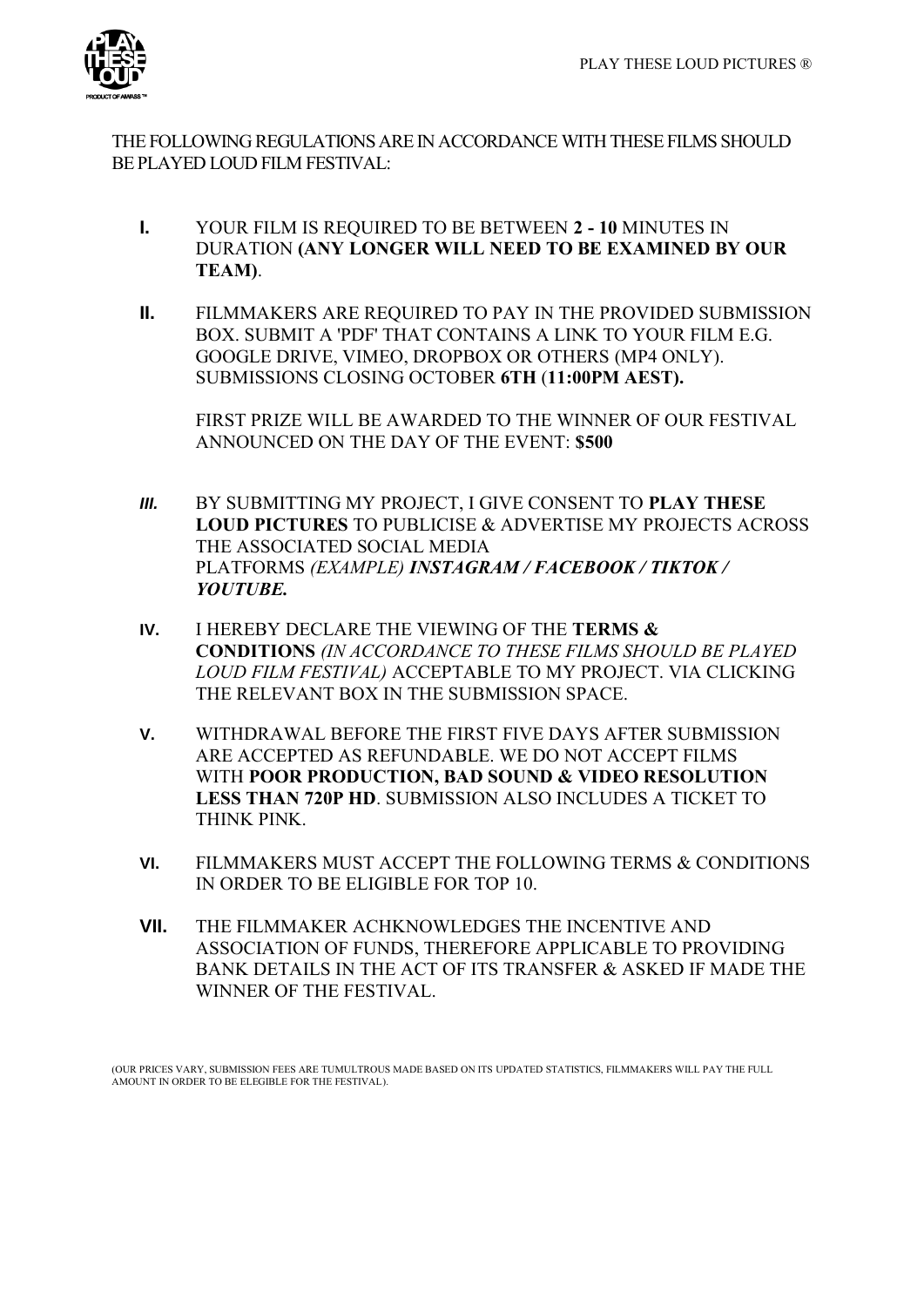THE FOLLOWING REGULATIONS ARE IN ACCORDANCE WITH THESE FILMS SHOULD BE PLAYED LOUD FILM FESTIVAL:

**I.** YOUR FILM IS REQUIRED TO BE BETWEEN **2 - 10** MINUTES IN DURATION **(ANY LONGER WILL NEED TO BE EXAMINED BY OUR TEAM)**.

**II.** FILMMAKERS ARE REQUIRED TO PAY IN THE PROVIDED SUBMISSION BOX. SUBMIT A 'PDF' THAT CONTAINS A LINK TO YOUR FILM E.G. GOOGLE DRIVE, VIMEO, DROPBOX OR OTHERS (MP4 ONLY). SUBMISSIONS CLOSING OCTOBER **6TH** (**11:00PM AEST).**

FIRST PRIZE WILL BE AWARDED TO THE WINNER OF OUR FESTIVAL ANNOUNCED ON THE DAY OF THE EVENT: **$500**

***III.*** BY SUBMITTING MY PROJECT, I GIVE CONSENT TO **PLAY THESE LOUD PICTURES** TO PUBLICISE & ADVERTISE MY PROJECTS ACROSS THE ASSOCIATED SOCIAL MEDIA PLATFORMS *(EXAMPLE)* ***INSTAGRAM / FACEBOOK / TIKTOK / YOUTUBE.***

**IV.** I HEREBY DECLARE THE VIEWING OF THE **TERMS & CONDITIONS** *(IN ACCORDANCE TO THESE FILMS SHOULD BE PLAYED LOUD FILM FESTIVAL)* ACCEPTABLE TO MY PROJECT. VIA CLICKING THE RELEVANT BOX IN THE SUBMISSION SPACE.

**V.** WITHDRAWAL BEFORE THE FIRST FIVE DAYS AFTER SUBMISSION ARE ACCEPTED AS REFUNDABLE. WE DO NOT ACCEPT FILMS WITH **POOR PRODUCTION, BAD SOUND & VIDEO RESOLUTION LESS THAN 720P HD**. SUBMISSION ALSO INCLUDES A TICKET TO THINK PINK.

**VI.** FILMMAKERS MUST ACCEPT THE FOLLOWING TERMS & CONDITIONS IN ORDER TO BE ELIGIBLE FOR TOP 10.

**VII.** THE FILMMAKER ACHKNOWLEDGES THE INCENTIVE AND ASSOCIATION OF FUNDS, THEREFORE APPLICABLE TO PROVIDING BANK DETAILS IN THE ACT OF ITS TRANSFER & ASKED IF MADE THE WINNER OF THE FESTIVAL.

(OUR PRICES VARY, SUBMISSION FEES ARE TUMULTROUS MADE BASED ON ITS UPDATED STATISTICS, FILMMAKERS WILL PAY THE FULL AMOUNT IN ORDER TO BE ELEGIBLE FOR THE FESTIVAL).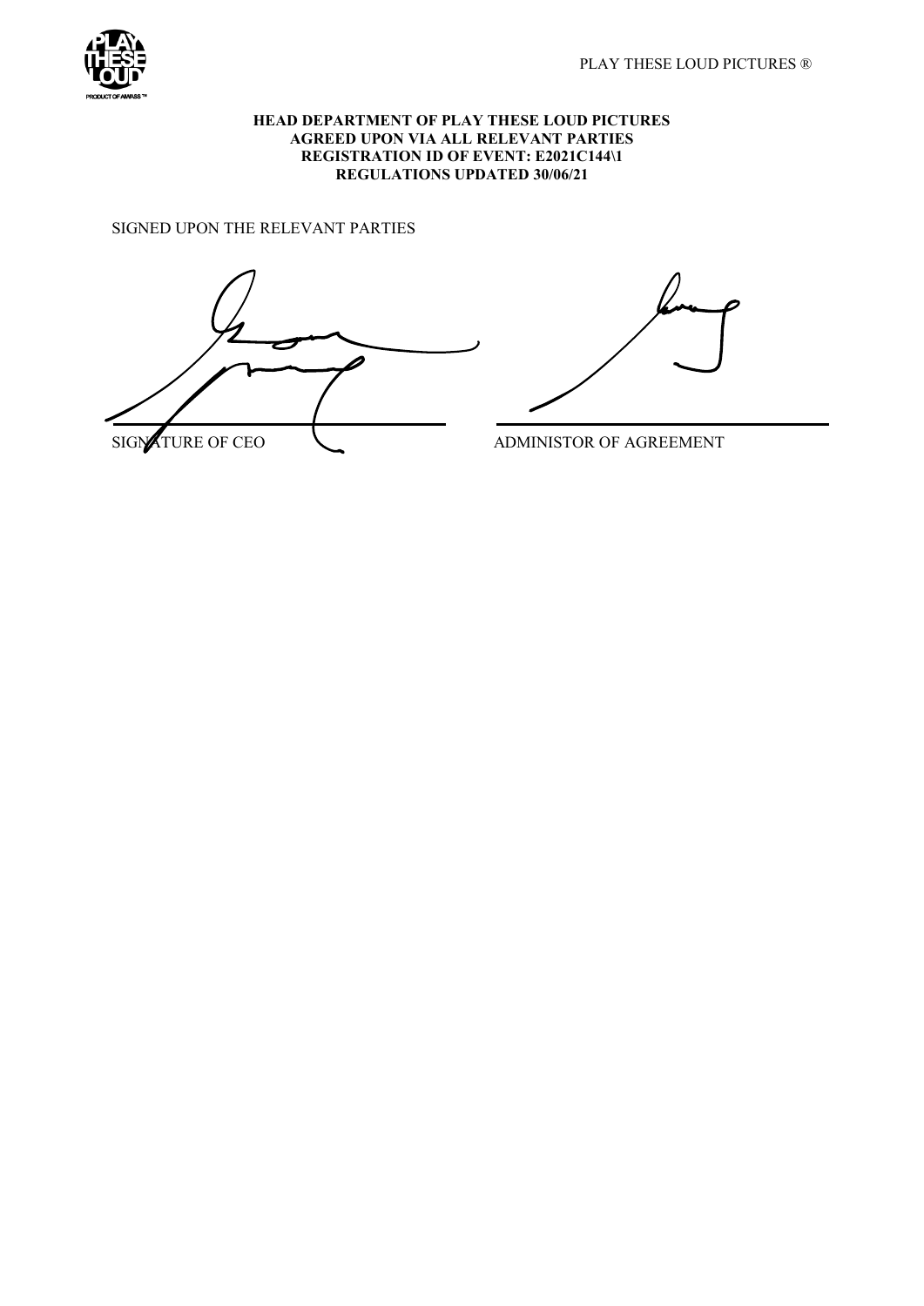**HEAD DEPARTMENT OF PLAY THESE LOUD PICTURES**
**AGREED UPON VIA ALL RELEVANT PARTIES**
**REGISTRATION ID OF EVENT: E2021C144\1**
**REGULATIONS UPDATED 30/06/21**

SIGNED UPON THE RELEVANT PARTIES

SIGNATURE OF CEO

ADMINISTOR OF AGREEMENT